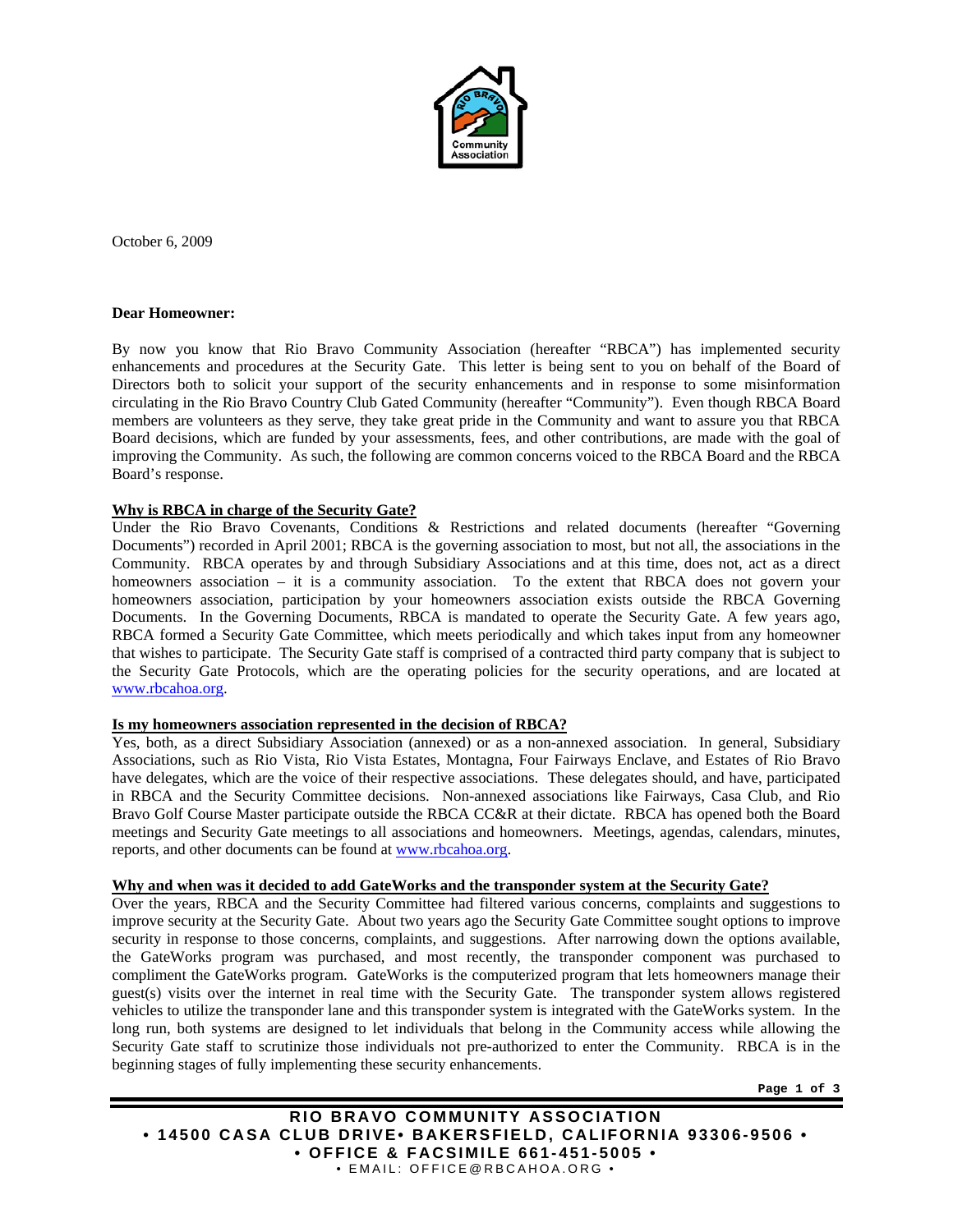October 6, 2009

**Dear Homeowner:**

By now you know that Rio Bravo Community Association (hereafter "RBCA") has implemented security enhancements and procedures at the Security Gate. This letter is being sent to you on behalf of the Board of Directors both to solicit your support of the security enhancements and in response to some misinformation circulating in the Rio Bravo Country Club Gated Community (hereafter "Community"). Even though RBCA Board members are volunteers as they serve, they take great pride in the Community and want to assure you that RBCA Board decisions, which are funded by your assessments, fees, and other contributions, are made with the goal of improving the Community. As such, the following are common concerns voiced to the RBCA Board and the RBCA Board's response.

**Why is RBCA in charge of the Security Gate?**

Under the Rio Bravo Covenants, Conditions & Restrictions and related documents (hereafter "Governing Documents") recorded in April 2001; RBCA is the governing association to most, but not all, the associations in the Community. RBCA operates by and through Subsidiary Associations and at this time, does not, act as a direct homeowners association – it is a community association. To the extent that RBCA does not govern your homeowners association, participation by your homeowners association exists outside the RBCA Governing Documents. In the Governing Documents, RBCA is mandated to operate the Security Gate. A few years ago, RBCA formed a Security Gate Committee, which meets periodically and which takes input from any homeowner that wishes to participate. The Security Gate staff is comprised of a contracted third party company that is subject to the Security Gate Protocols, which are the operating policies for the security operations, and are located at www.rbcahoa.org.

**Is my homeowners association represented in the decision of RBCA?**

Yes, both, as a direct Subsidiary Association (annexed) or as a non-annexed association. In general, Subsidiary Associations, such as Rio Vista, Rio Vista Estates, Montagna, Four Fairways Enclave, and Estates of Rio Bravo have delegates, which are the voice of their respective associations. These delegates should, and have, participated in RBCA and the Security Committee decisions. Non-annexed associations like Fairways, Casa Club, and Rio Bravo Golf Course Master participate outside the RBCA CC&R at their dictate. RBCA has opened both the Board meetings and Security Gate meetings to all associations and homeowners. Meetings, agendas, calendars, minutes, reports, and other documents can be found at www.rbcahoa.org.

**Why and when was it decided to add GateWorks and the transponder system at the Security Gate?**

Over the years, RBCA and the Security Committee had filtered various concerns, complaints and suggestions to improve security at the Security Gate. About two years ago the Security Gate Committee sought options to improve security in response to those concerns, complaints, and suggestions. After narrowing down the options available, the GateWorks program was purchased, and most recently, the transponder component was purchased to compliment the GateWorks program. GateWorks is the computerized program that lets homeowners manage their guest(s) visits over the internet in real time with the Security Gate. The transponder system allows registered vehicles to utilize the transponder lane and this transponder system is integrated with the GateWorks system. In the long run, both systems are designed to let individuals that belong in the Community access while allowing the Security Gate staff to scrutinize those individuals not pre-authorized to enter the Community. RBCA is in the beginning stages of fully implementing these security enhancements.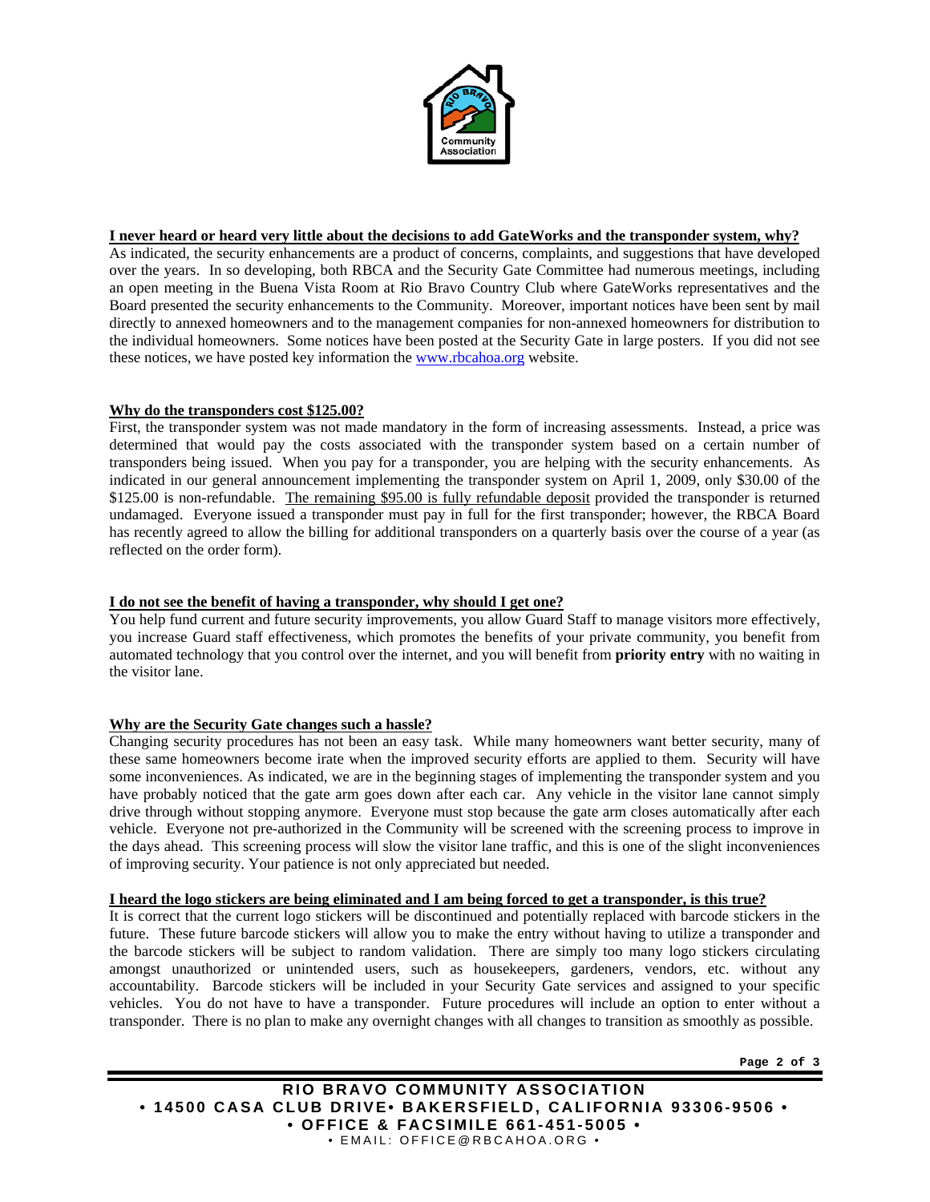## I never heard or heard very little about the decisions to add GateWorks and the transponder system, why?

As indicated, the security enhancements are a product of concerns, complaints, and suggestions that have developed over the years. In so developing, both RBCA and the Security Gate Committee had numerous meetings, including an open meeting in the Buena Vista Room at Rio Bravo Country Club where GateWorks representatives and the Board presented the security enhancements to the Community. Moreover, important notices have been sent by mail directly to annexed homeowners and to the management companies for non-annexed homeowners for distribution to the individual homeowners. Some notices have been posted at the Security Gate in large posters. If you did not see these notices, we have posted key information the [www.rbcahoa.org](http://www.rbcahoa.org) website.

## Why do the transponders cost $125.00?

First, the transponder system was not made mandatory in the form of increasing assessments. Instead, a price was determined that would pay the costs associated with the transponder system based on a certain number of transponders being issued. When you pay for a transponder, you are helping with the security enhancements. As indicated in our general announcement implementing the transponder system on April 1, 2009, only $30.00 of the $125.00 is non-refundable. The remaining $95.00 is fully refundable deposit provided the transponder is returned undamaged. Everyone issued a transponder must pay in full for the first transponder; however, the RBCA Board has recently agreed to allow the billing for additional transponders on a quarterly basis over the course of a year (as reflected on the order form).

## I do not see the benefit of having a transponder, why should I get one?

You help fund current and future security improvements, you allow Guard Staff to manage visitors more effectively, you increase Guard staff effectiveness, which promotes the benefits of your private community, you benefit from automated technology that you control over the internet, and you will benefit from **priority entry** with no waiting in the visitor lane.

## Why are the Security Gate changes such a hassle?

Changing security procedures has not been an easy task. While many homeowners want better security, many of these same homeowners become irate when the improved security efforts are applied to them. Security will have some inconveniences. As indicated, we are in the beginning stages of implementing the transponder system and you have probably noticed that the gate arm goes down after each car. Any vehicle in the visitor lane cannot simply drive through without stopping anymore. Everyone must stop because the gate arm closes automatically after each vehicle. Everyone not pre-authorized in the Community will be screened with the screening process to improve in the days ahead. This screening process will slow the visitor lane traffic, and this is one of the slight inconveniences of improving security. Your patience is not only appreciated but needed.

## I heard the logo stickers are being eliminated and I am being forced to get a transponder, is this true?

It is correct that the current logo stickers will be discontinued and potentially replaced with barcode stickers in the future. These future barcode stickers will allow you to make the entry without having to utilize a transponder and the barcode stickers will be subject to random validation. There are simply too many logo stickers circulating amongst unauthorized or unintended users, such as housekeepers, gardeners, vendors, etc. without any accountability. Barcode stickers will be included in your Security Gate services and assigned to your specific vehicles. You do not have to have a transponder. Future procedures will include an option to enter without a transponder. There is no plan to make any overnight changes with all changes to transition as smoothly as possible.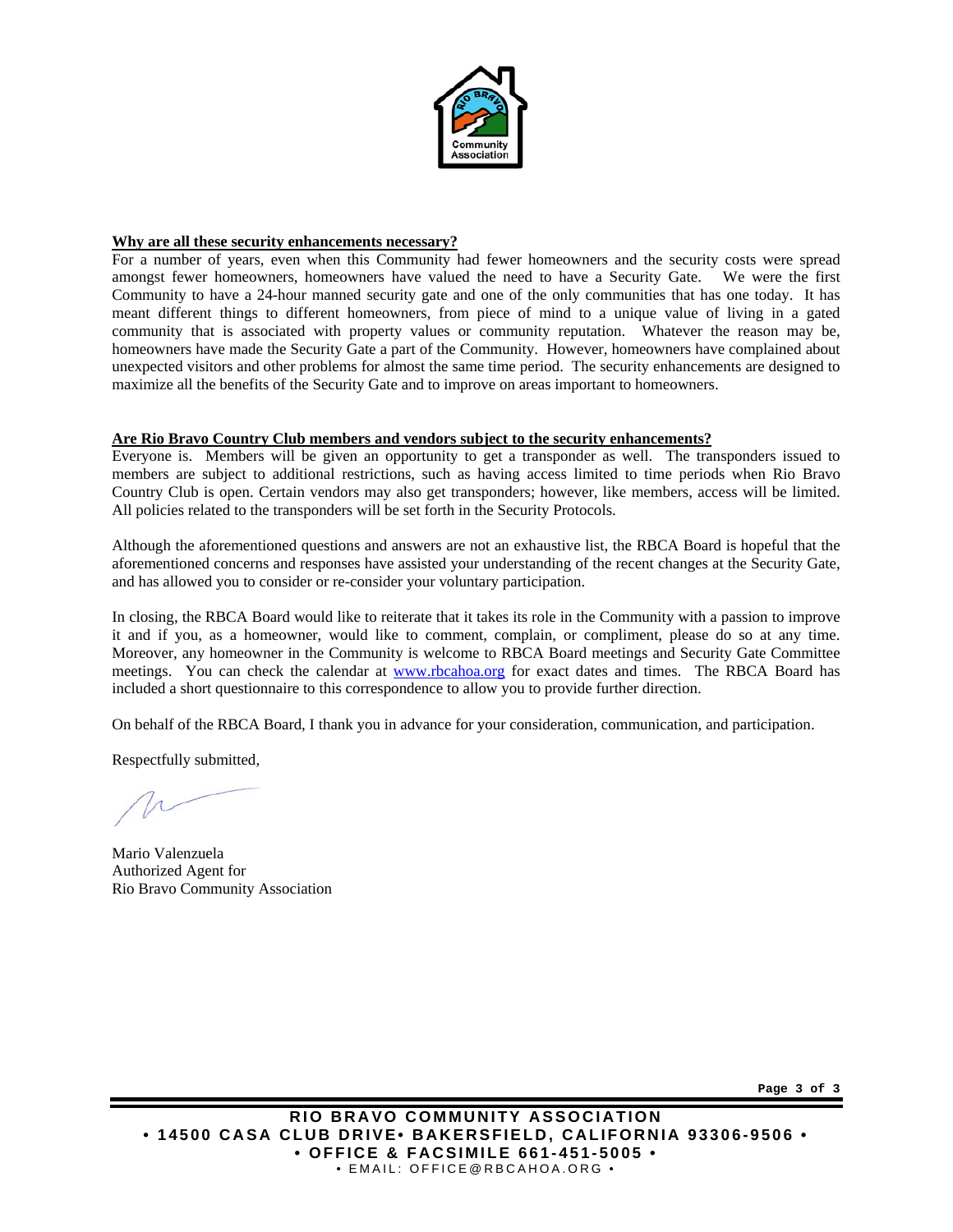**Why are all these security enhancements necessary?**

For a number of years, even when this Community had fewer homeowners and the security costs were spread amongst fewer homeowners, homeowners have valued the need to have a Security Gate. We were the first Community to have a 24-hour manned security gate and one of the only communities that has one today. It has meant different things to different homeowners, from piece of mind to a unique value of living in a gated community that is associated with property values or community reputation. Whatever the reason may be, homeowners have made the Security Gate a part of the Community. However, homeowners have complained about unexpected visitors and other problems for almost the same time period. The security enhancements are designed to maximize all the benefits of the Security Gate and to improve on areas important to homeowners.

**Are Rio Bravo Country Club members and vendors subject to the security enhancements?**

Everyone is. Members will be given an opportunity to get a transponder as well. The transponders issued to members are subject to additional restrictions, such as having access limited to time periods when Rio Bravo Country Club is open. Certain vendors may also get transponders; however, like members, access will be limited. All policies related to the transponders will be set forth in the Security Protocols.

Although the aforementioned questions and answers are not an exhaustive list, the RBCA Board is hopeful that the aforementioned concerns and responses have assisted your understanding of the recent changes at the Security Gate, and has allowed you to consider or re-consider your voluntary participation.

In closing, the RBCA Board would like to reiterate that it takes its role in the Community with a passion to improve it and if you, as a homeowner, would like to comment, complain, or compliment, please do so at any time. Moreover, any homeowner in the Community is welcome to RBCA Board meetings and Security Gate Committee meetings. You can check the calendar at www.rbcahoa.org for exact dates and times. The RBCA Board has included a short questionnaire to this correspondence to allow you to provide further direction.

On behalf of the RBCA Board, I thank you in advance for your consideration, communication, and participation.

Respectfully submitted,

Mario Valenzuela
Authorized Agent for
Rio Bravo Community Association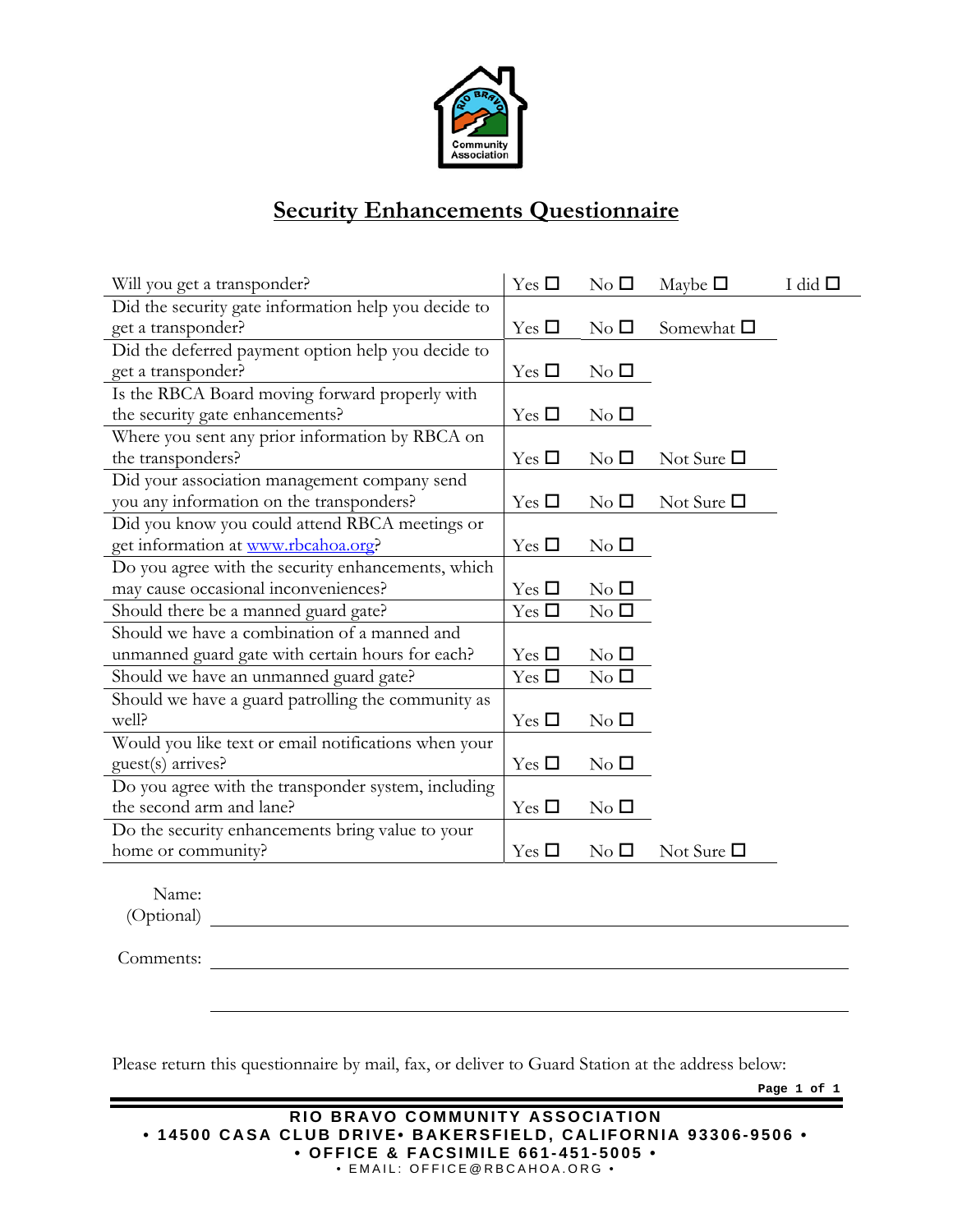# Security Enhancements Questionnaire

| Question | | | | |
|---|---|---|---|---|
| Will you get a transponder? | Yes ☐ | No ☐ | Maybe ☐ | I did ☐ |
| Did the security gate information help you decide to get a transponder? | Yes ☐ | No ☐ | Somewhat ☐ | |
| Did the deferred payment option help you decide to get a transponder? | Yes ☐ | No ☐ | | |
| Is the RBCA Board moving forward properly with the security gate enhancements? | Yes ☐ | No ☐ | | |
| Where you sent any prior information by RBCA on the transponders? | Yes ☐ | No ☐ | Not Sure ☐ | |
| Did your association management company send you any information on the transponders? | Yes ☐ | No ☐ | Not Sure ☐ | |
| Did you know you could attend RBCA meetings or get information at www.rbcahoa.org? | Yes ☐ | No ☐ | | |
| Do you agree with the security enhancements, which may cause occasional inconveniences? | Yes ☐ | No ☐ | | |
| Should there be a manned guard gate? | Yes ☐ | No ☐ | | |
| Should we have a combination of a manned and unmanned guard gate with certain hours for each? | Yes ☐ | No ☐ | | |
| Should we have an unmanned guard gate? | Yes ☐ | No ☐ | | |
| Should we have a guard patrolling the community as well? | Yes ☐ | No ☐ | | |
| Would you like text or email notifications when your guest(s) arrives? | Yes ☐ | No ☐ | | |
| Do you agree with the transponder system, including the second arm and lane? | Yes ☐ | No ☐ | | |
| Do the security enhancements bring value to your home or community? | Yes ☐ | No ☐ | Not Sure ☐ | |

Name:
(Optional) ______________________________

Comments: ______________________________

______________________________

Please return this questionnaire by mail, fax, or deliver to Guard Station at the address below:

**RIO BRAVO COMMUNITY ASSOCIATION**
**• 14500 CASA CLUB DRIVE• BAKERSFIELD, CALIFORNIA 93306-9506 •**
**• OFFICE & FACSIMILE 661-451-5005 •**
• EMAIL: OFFICE@RBCAHOA.ORG •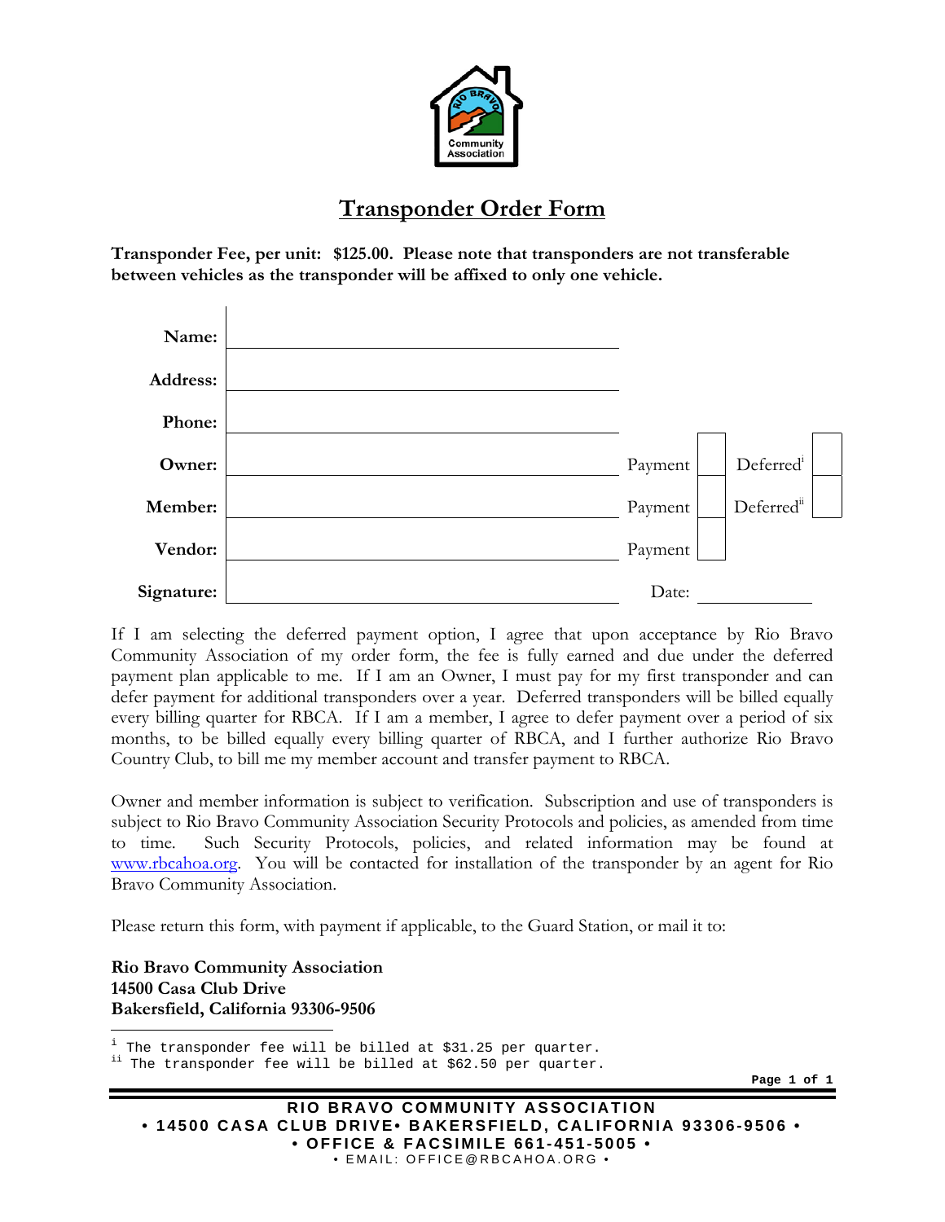# Transponder Order Form

**Transponder Fee, per unit: $125.00. Please note that transponders are not transferable between vehicles as the transponder will be affixed to only one vehicle.**

| | | | | | |
|---|---|---|---|---|---|
| **Name:** | | | | | |
| **Address:** | | | | | |
| **Phone:** | | | | | |
| **Owner:** | | Payment | | Deferred[i] | |
| **Member:** | | Payment | | Deferred[ii] | |
| **Vendor:** | | Payment | | | |
| **Signature:** | | Date: | | | |

If I am selecting the deferred payment option, I agree that upon acceptance by Rio Bravo Community Association of my order form, the fee is fully earned and due under the deferred payment plan applicable to me. If I am an Owner, I must pay for my first transponder and can defer payment for additional transponders over a year. Deferred transponders will be billed equally every billing quarter for RBCA. If I am a member, I agree to defer payment over a period of six months, to be billed equally every billing quarter of RBCA, and I further authorize Rio Bravo Country Club, to bill me my member account and transfer payment to RBCA.

Owner and member information is subject to verification. Subscription and use of transponders is subject to Rio Bravo Community Association Security Protocols and policies, as amended from time to time. Such Security Protocols, policies, and related information may be found at www.rbcahoa.org. You will be contacted for installation of the transponder by an agent for Rio Bravo Community Association.

Please return this form, with payment if applicable, to the Guard Station, or mail it to:

**Rio Bravo Community Association**
**14500 Casa Club Drive**
**Bakersfield, California 93306-9506**

[i] The transponder fee will be billed at $31.25 per quarter.
[ii] The transponder fee will be billed at $62.50 per quarter.

**RIO BRAVO COMMUNITY ASSOCIATION**
**• 14500 CASA CLUB DRIVE• BAKERSFIELD, CALIFORNIA 93306-9506 •**
**• OFFICE & FACSIMILE 661-451-5005 •**
• EMAIL: OFFICE@RBCAHOA.ORG •